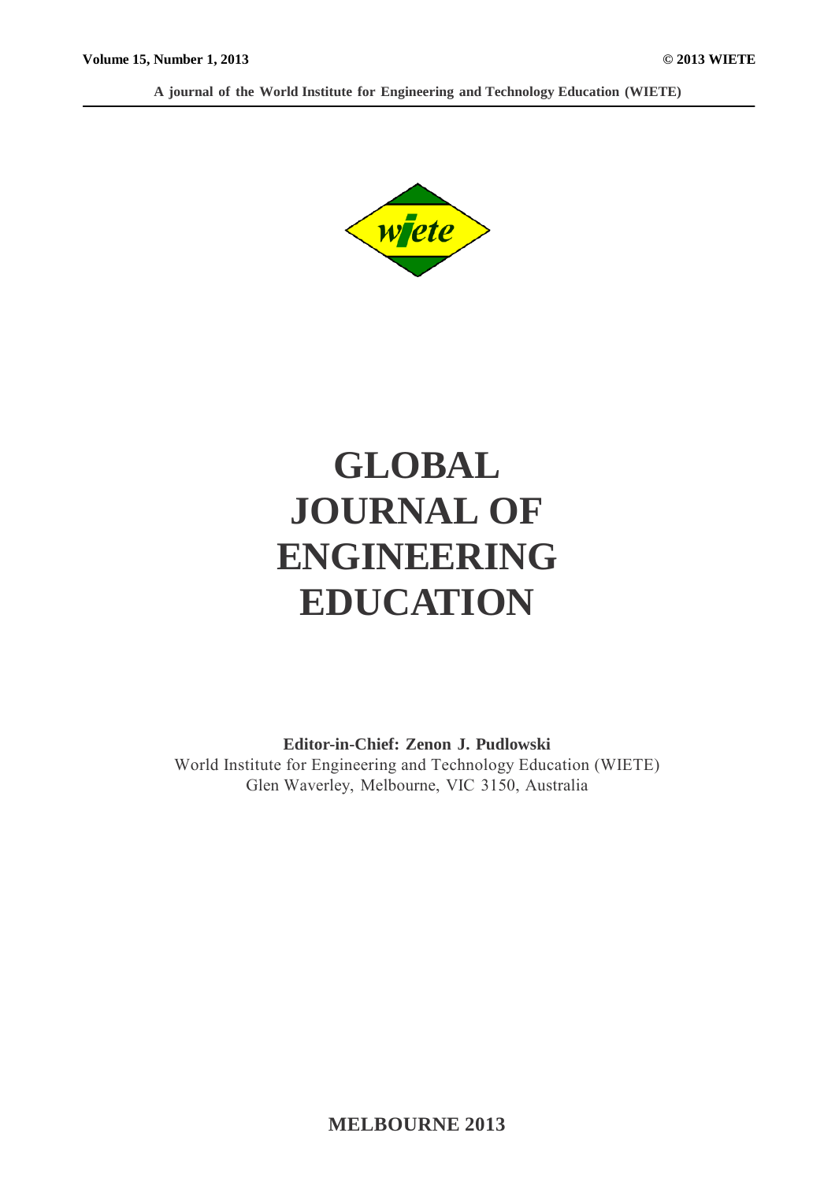Volume 15, Number 1, 2013 © 2013 WIETE

A journal of the World Institute for Engineering and Technology Education (WIETE)

# GLOBAL JOURNAL OF ENGINEERING EDUCATION

**Editor-in-Chief: Zenon J. Pudlowski**

World Institute for Engineering and Technology Education (WIETE)
Glen Waverley, Melbourne, VIC 3150, Australia

**MELBOURNE 2013**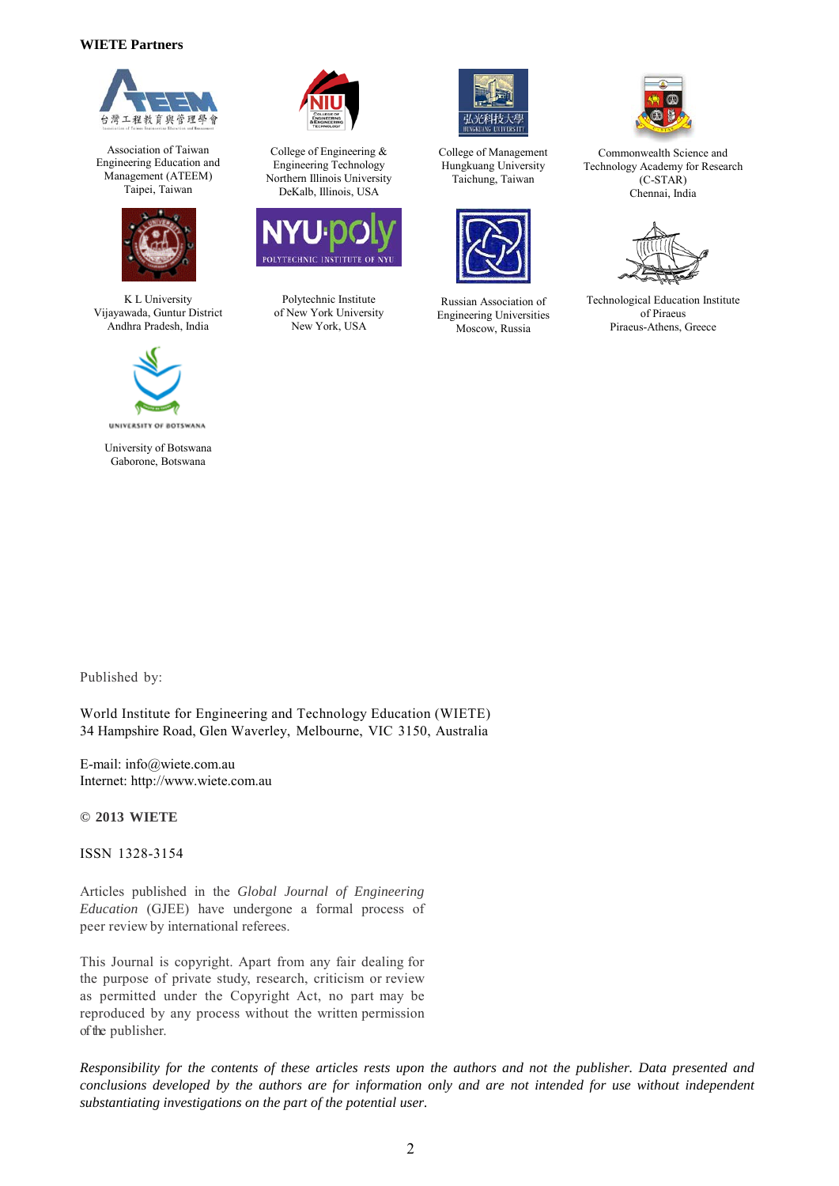**WIETE Partners**

Association of Taiwan Engineering Education and Management (ATEEM)
Taipei, Taiwan

College of Engineering & Engineering Technology
Northern Illinois University
DeKalb, Illinois, USA

College of Management
Hungkuang University
Taichung, Taiwan

Commonwealth Science and Technology Academy for Research (C-STAR)
Chennai, India

K L University
Vijayawada, Guntur District
Andhra Pradesh, India

Polytechnic Institute
of New York University
New York, USA

Russian Association of Engineering Universities
Moscow, Russia

Technological Education Institute of Piraeus
Piraeus-Athens, Greece

University of Botswana
Gaborone, Botswana

Published by:

World Institute for Engineering and Technology Education (WIETE)
34 Hampshire Road, Glen Waverley, Melbourne, VIC 3150, Australia

E-mail: info@wiete.com.au
Internet: http://www.wiete.com.au

**© 2013 WIETE**

ISSN 1328-3154

Articles published in the *Global Journal of Engineering Education* (GJEE) have undergone a formal process of peer review by international referees.

This Journal is copyright. Apart from any fair dealing for the purpose of private study, research, criticism or review as permitted under the Copyright Act, no part may be reproduced by any process without the written permission of the publisher.

*Responsibility for the contents of these articles rests upon the authors and not the publisher. Data presented and conclusions developed by the authors are for information only and are not intended for use without independent substantiating investigations on the part of the potential user.*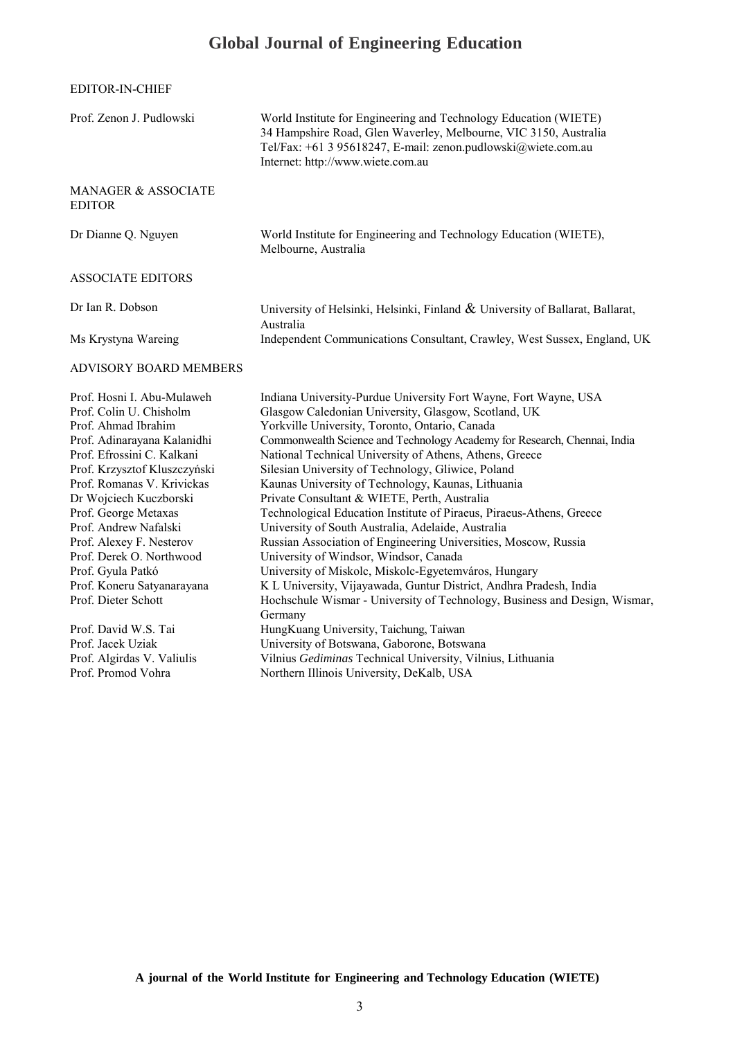# Global Journal of Engineering Education

## EDITOR-IN-CHIEF

| | |
|---|---|
| Prof. Zenon J. Pudlowski | World Institute for Engineering and Technology Education (WIETE)<br>34 Hampshire Road, Glen Waverley, Melbourne, VIC 3150, Australia<br>Tel/Fax: +61 3 95618247, E-mail: zenon.pudlowski@wiete.com.au<br>Internet: http://www.wiete.com.au |

## MANAGER & ASSOCIATE EDITOR

| | |
|---|---|
| Dr Dianne Q. Nguyen | World Institute for Engineering and Technology Education (WIETE), Melbourne, Australia |

## ASSOCIATE EDITORS

| | |
|---|---|
| Dr Ian R. Dobson | University of Helsinki, Helsinki, Finland & University of Ballarat, Ballarat, Australia |
| Ms Krystyna Wareing | Independent Communications Consultant, Crawley, West Sussex, England, UK |

## ADVISORY BOARD MEMBERS

| | |
|---|---|
| Prof. Hosni I. Abu-Mulaweh | Indiana University-Purdue University Fort Wayne, Fort Wayne, USA |
| Prof. Colin U. Chisholm | Glasgow Caledonian University, Glasgow, Scotland, UK |
| Prof. Ahmad Ibrahim | Yorkville University, Toronto, Ontario, Canada |
| Prof. Adinarayana Kalanidhi | Commonwealth Science and Technology Academy for Research, Chennai, India |
| Prof. Efrossini C. Kalkani | National Technical University of Athens, Athens, Greece |
| Prof. Krzysztof Kluszczyński | Silesian University of Technology, Gliwice, Poland |
| Prof. Romanas V. Krivickas | Kaunas University of Technology, Kaunas, Lithuania |
| Dr Wojciech Kuczborski | Private Consultant & WIETE, Perth, Australia |
| Prof. George Metaxas | Technological Education Institute of Piraeus, Piraeus-Athens, Greece |
| Prof. Andrew Nafalski | University of South Australia, Adelaide, Australia |
| Prof. Alexey F. Nesterov | Russian Association of Engineering Universities, Moscow, Russia |
| Prof. Derek O. Northwood | University of Windsor, Windsor, Canada |
| Prof. Gyula Patkó | University of Miskolc, Miskolc-Egyetemváros, Hungary |
| Prof. Koneru Satyanarayana | K L University, Vijayawada, Guntur District, Andhra Pradesh, India |
| Prof. Dieter Schott | Hochschule Wismar - University of Technology, Business and Design, Wismar, Germany |
| Prof. David W.S. Tai | HungKuang University, Taichung, Taiwan |
| Prof. Jacek Uziak | University of Botswana, Gaborone, Botswana |
| Prof. Algirdas V. Valiulis | Vilnius *Gediminas* Technical University, Vilnius, Lithuania |
| Prof. Promod Vohra | Northern Illinois University, DeKalb, USA |

**A journal of the World Institute for Engineering and Technology Education (WIETE)**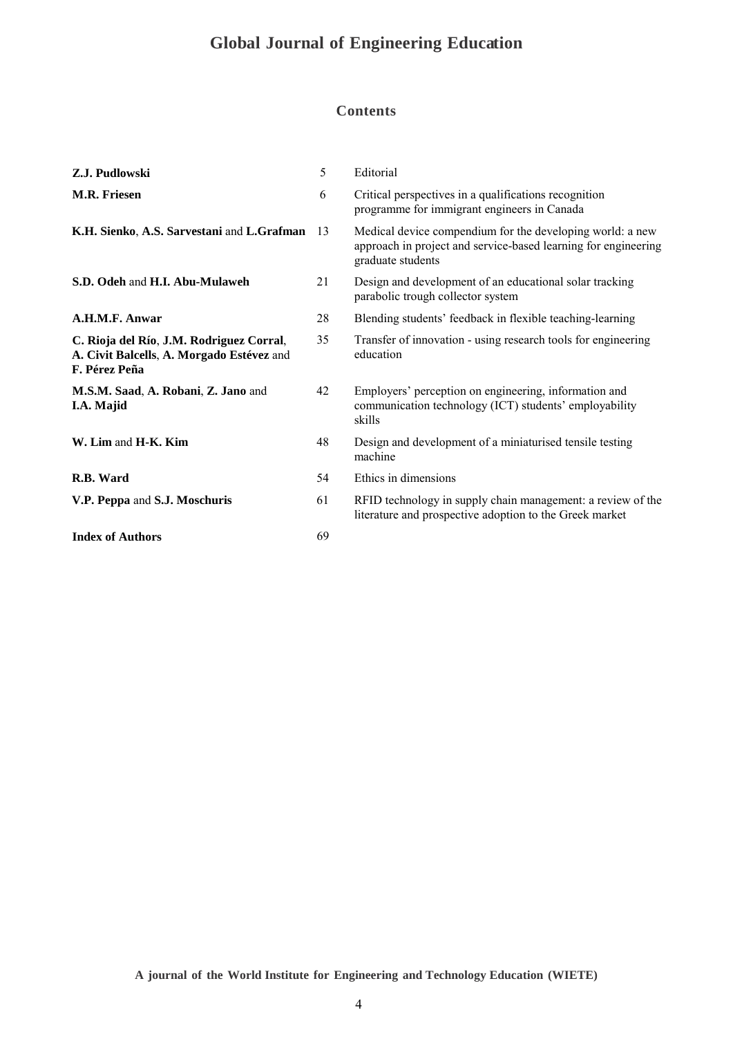# Global Journal of Engineering Education

## Contents

| | | |
|---|---|---|
| **Z.J. Pudlowski** | 5 | Editorial |
| **M.R. Friesen** | 6 | Critical perspectives in a qualifications recognition programme for immigrant engineers in Canada |
| **K.H. Sienko**, **A.S. Sarvestani** and **L.Grafman** | 13 | Medical device compendium for the developing world: a new approach in project and service-based learning for engineering graduate students |
| **S.D. Odeh** and **H.I. Abu-Mulaweh** | 21 | Design and development of an educational solar tracking parabolic trough collector system |
| **A.H.M.F. Anwar** | 28 | Blending students' feedback in flexible teaching-learning |
| **C. Rioja del Río**, **J.M. Rodriguez Corral**, **A. Civit Balcells**, **A. Morgado Estévez** and **F. Pérez Peña** | 35 | Transfer of innovation - using research tools for engineering education |
| **M.S.M. Saad**, **A. Robani**, **Z. Jano** and **I.A. Majid** | 42 | Employers' perception on engineering, information and communication technology (ICT) students' employability skills |
| **W. Lim** and **H-K. Kim** | 48 | Design and development of a miniaturised tensile testing machine |
| **R.B. Ward** | 54 | Ethics in dimensions |
| **V.P. Peppa** and **S.J. Moschuris** | 61 | RFID technology in supply chain management: a review of the literature and prospective adoption to the Greek market |
| **Index of Authors** | 69 | |

**A journal of the World Institute for Engineering and Technology Education (WIETE)**